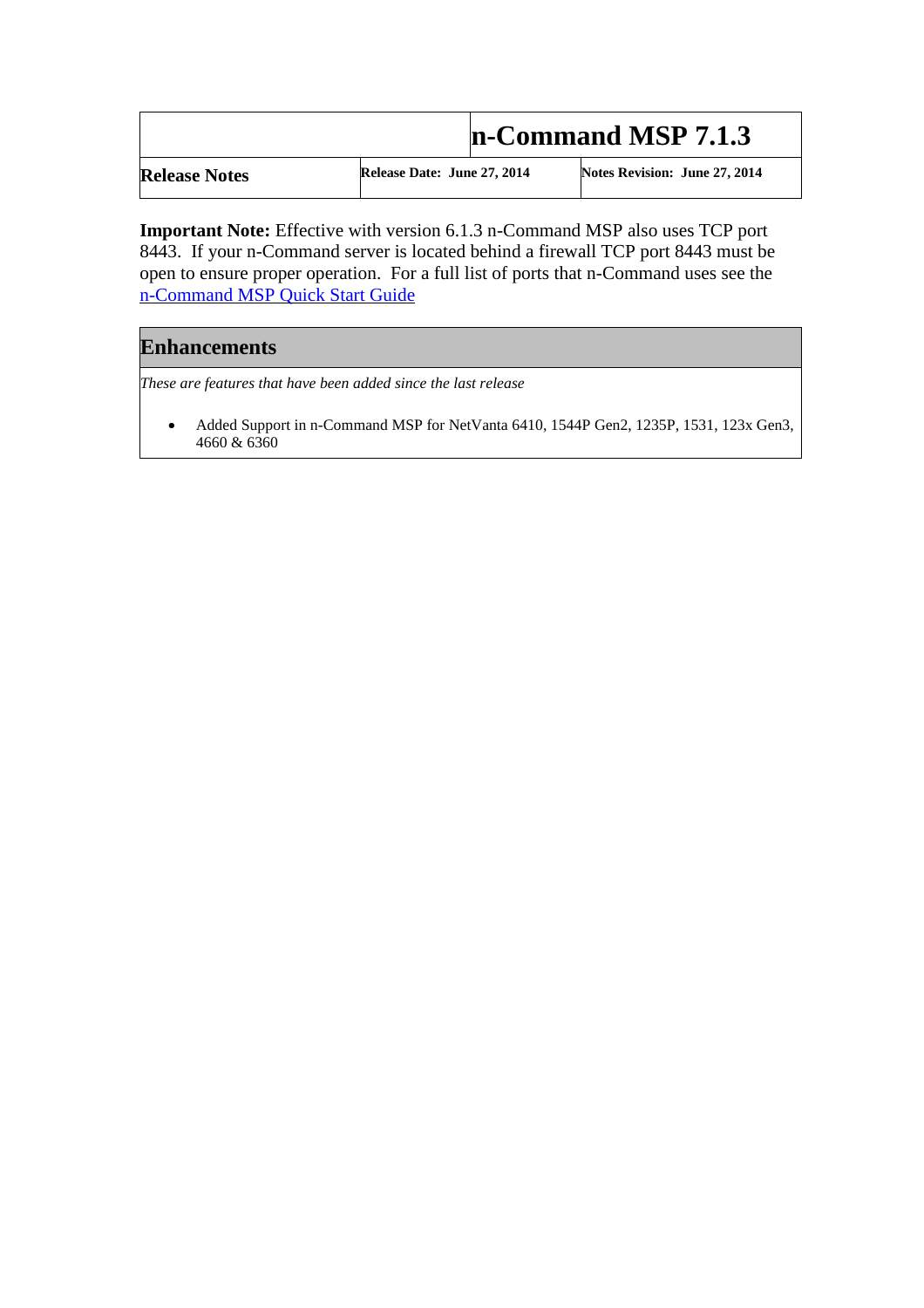| | n-Command MSP 7.1.3 | |
|---|---|---|
| **Release Notes** | **Release Date: June 27, 2014** | **Notes Revision: June 27, 2014** |

**Important Note:** Effective with version 6.1.3 n-Command MSP also uses TCP port 8443. If your n-Command server is located behind a firewall TCP port 8443 must be open to ensure proper operation. For a full list of ports that n-Command uses see the n-Command MSP Quick Start Guide

## Enhancements

*These are features that have been added since the last release*

- Added Support in n-Command MSP for NetVanta 6410, 1544P Gen2, 1235P, 1531, 123x Gen3, 4660 & 6360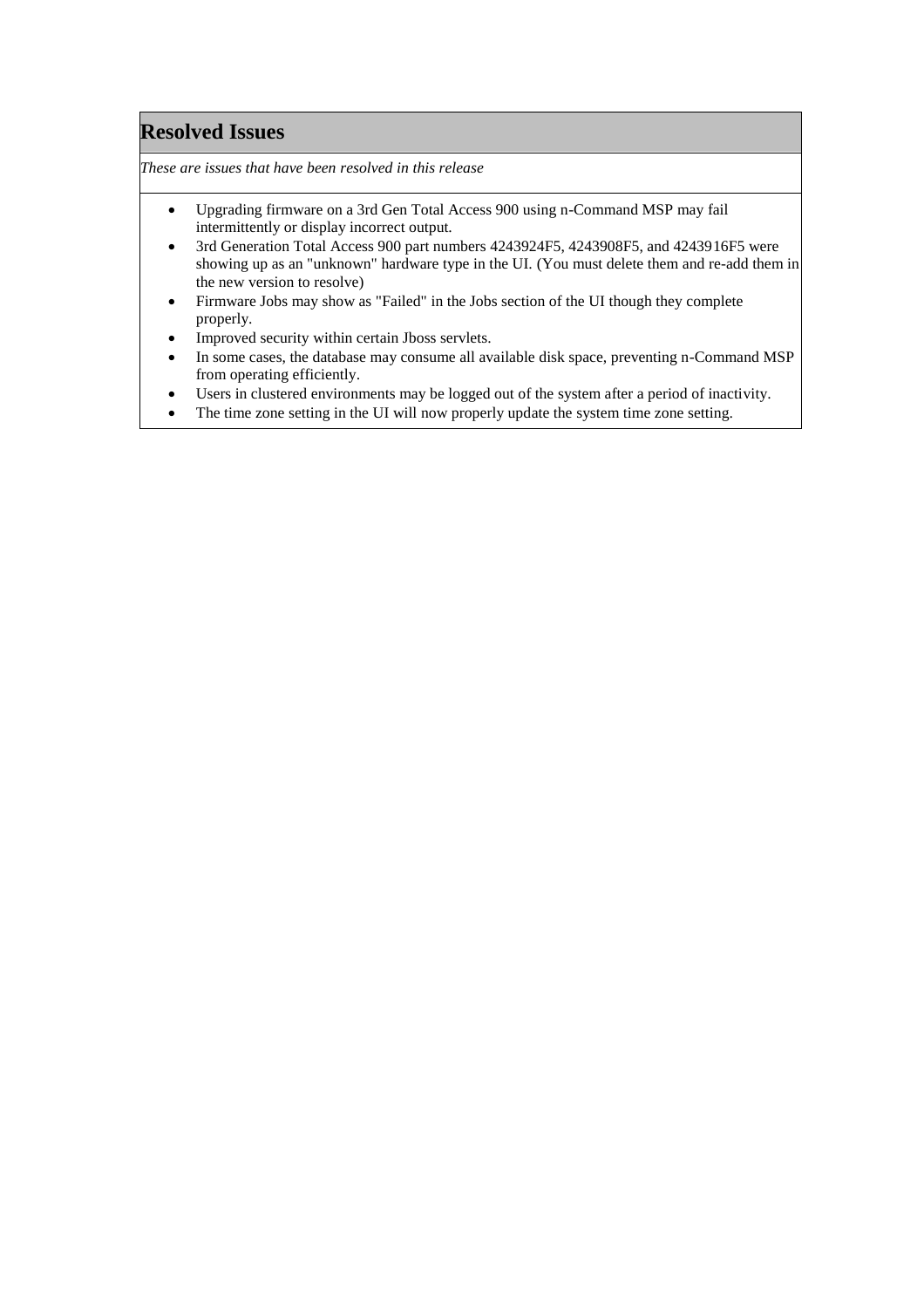## Resolved Issues

*These are issues that have been resolved in this release*

- Upgrading firmware on a 3rd Gen Total Access 900 using n-Command MSP may fail intermittently or display incorrect output.
- 3rd Generation Total Access 900 part numbers 4243924F5, 4243908F5, and 4243916F5 were showing up as an "unknown" hardware type in the UI. (You must delete them and re-add them in the new version to resolve)
- Firmware Jobs may show as "Failed" in the Jobs section of the UI though they complete properly.
- Improved security within certain Jboss servlets.
- In some cases, the database may consume all available disk space, preventing n-Command MSP from operating efficiently.
- Users in clustered environments may be logged out of the system after a period of inactivity.
- The time zone setting in the UI will now properly update the system time zone setting.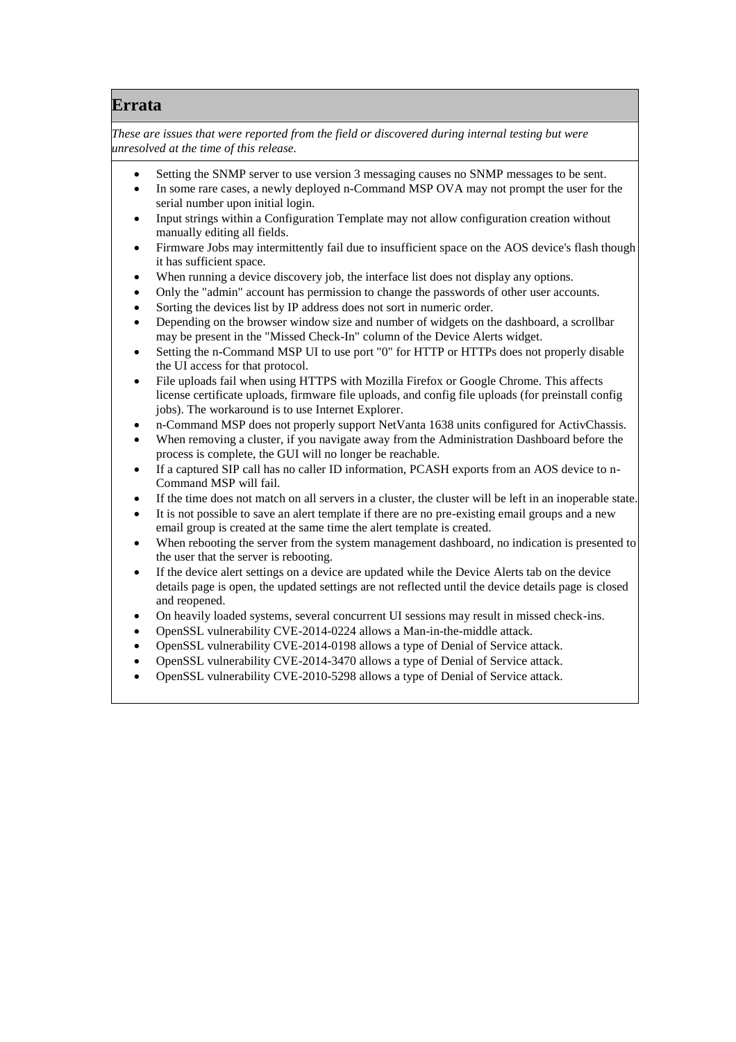## Errata

*These are issues that were reported from the field or discovered during internal testing but were unresolved at the time of this release.*

- Setting the SNMP server to use version 3 messaging causes no SNMP messages to be sent.
- In some rare cases, a newly deployed n-Command MSP OVA may not prompt the user for the serial number upon initial login.
- Input strings within a Configuration Template may not allow configuration creation without manually editing all fields.
- Firmware Jobs may intermittently fail due to insufficient space on the AOS device's flash though it has sufficient space.
- When running a device discovery job, the interface list does not display any options.
- Only the "admin" account has permission to change the passwords of other user accounts.
- Sorting the devices list by IP address does not sort in numeric order.
- Depending on the browser window size and number of widgets on the dashboard, a scrollbar may be present in the "Missed Check-In" column of the Device Alerts widget.
- Setting the n-Command MSP UI to use port "0" for HTTP or HTTPs does not properly disable the UI access for that protocol.
- File uploads fail when using HTTPS with Mozilla Firefox or Google Chrome. This affects license certificate uploads, firmware file uploads, and config file uploads (for preinstall config jobs). The workaround is to use Internet Explorer.
- n-Command MSP does not properly support NetVanta 1638 units configured for ActivChassis.
- When removing a cluster, if you navigate away from the Administration Dashboard before the process is complete, the GUI will no longer be reachable.
- If a captured SIP call has no caller ID information, PCASH exports from an AOS device to n-Command MSP will fail.
- If the time does not match on all servers in a cluster, the cluster will be left in an inoperable state.
- It is not possible to save an alert template if there are no pre-existing email groups and a new email group is created at the same time the alert template is created.
- When rebooting the server from the system management dashboard, no indication is presented to the user that the server is rebooting.
- If the device alert settings on a device are updated while the Device Alerts tab on the device details page is open, the updated settings are not reflected until the device details page is closed and reopened.
- On heavily loaded systems, several concurrent UI sessions may result in missed check-ins.
- OpenSSL vulnerability CVE-2014-0224 allows a Man-in-the-middle attack.
- OpenSSL vulnerability CVE-2014-0198 allows a type of Denial of Service attack.
- OpenSSL vulnerability CVE-2014-3470 allows a type of Denial of Service attack.
- OpenSSL vulnerability CVE-2010-5298 allows a type of Denial of Service attack.